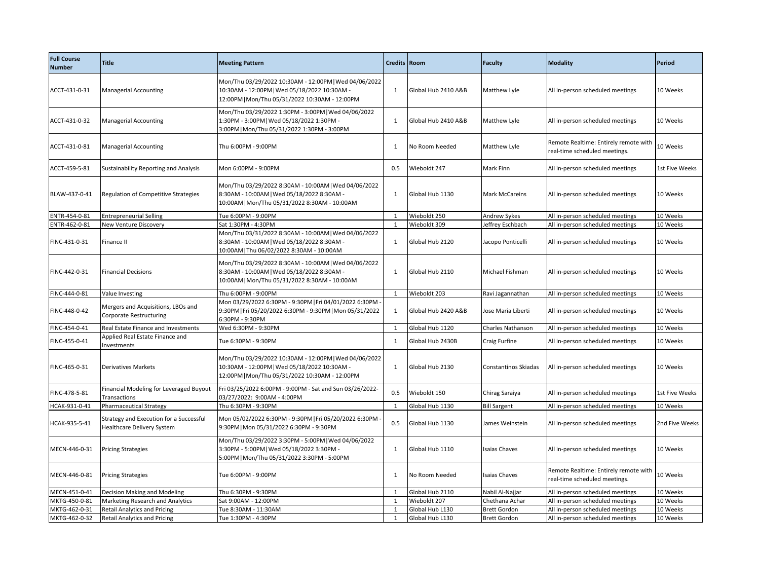| Full Course Number | Title | Meeting Pattern | Credits | Room | Faculty | Modality | Period |
|---|---|---|---|---|---|---|---|
| ACCT-431-0-31 | Managerial Accounting | Mon/Thu 03/29/2022 10:30AM - 12:00PM \| Wed 04/06/2022 10:30AM - 12:00PM \| Wed 05/18/2022 10:30AM - 12:00PM \| Mon/Thu 05/31/2022 10:30AM - 12:00PM | 1 | Global Hub 2410 A&B | Matthew Lyle | All in-person scheduled meetings | 10 Weeks |
| ACCT-431-0-32 | Managerial Accounting | Mon/Thu 03/29/2022 1:30PM - 3:00PM \| Wed 04/06/2022 1:30PM - 3:00PM \| Wed 05/18/2022 1:30PM - 3:00PM \| Mon/Thu 05/31/2022 1:30PM - 3:00PM | 1 | Global Hub 2410 A&B | Matthew Lyle | All in-person scheduled meetings | 10 Weeks |
| ACCT-431-0-81 | Managerial Accounting | Thu 6:00PM - 9:00PM | 1 | No Room Needed | Matthew Lyle | Remote Realtime: Entirely remote with real-time scheduled meetings. | 10 Weeks |
| ACCT-459-5-81 | Sustainability Reporting and Analysis | Mon 6:00PM - 9:00PM | 0.5 | Wieboldt 247 | Mark Finn | All in-person scheduled meetings | 1st Five Weeks |
| BLAW-437-0-41 | Regulation of Competitive Strategies | Mon/Thu 03/29/2022 8:30AM - 10:00AM \| Wed 04/06/2022 8:30AM - 10:00AM \| Wed 05/18/2022 8:30AM - 10:00AM \| Mon/Thu 05/31/2022 8:30AM - 10:00AM | 1 | Global Hub 1130 | Mark McCareins | All in-person scheduled meetings | 10 Weeks |
| ENTR-454-0-81 | Entrepreneurial Selling | Tue 6:00PM - 9:00PM | 1 | Wieboldt 250 | Andrew Sykes | All in-person scheduled meetings | 10 Weeks |
| ENTR-462-0-81 | New Venture Discovery | Sat 1:30PM - 4:30PM | 1 | Wieboldt 309 | Jeffrey Eschbach | All in-person scheduled meetings | 10 Weeks |
| FINC-431-0-31 | Finance II | Mon/Thu 03/31/2022 8:30AM - 10:00AM \| Wed 04/06/2022 8:30AM - 10:00AM \| Wed 05/18/2022 8:30AM - 10:00AM \| Thu 06/02/2022 8:30AM - 10:00AM | 1 | Global Hub 2120 | Jacopo Ponticelli | All in-person scheduled meetings | 10 Weeks |
| FINC-442-0-31 | Financial Decisions | Mon/Thu 03/29/2022 8:30AM - 10:00AM \| Wed 04/06/2022 8:30AM - 10:00AM \| Wed 05/18/2022 8:30AM - 10:00AM \| Mon/Thu 05/31/2022 8:30AM - 10:00AM | 1 | Global Hub 2110 | Michael Fishman | All in-person scheduled meetings | 10 Weeks |
| FINC-444-0-81 | Value Investing | Thu 6:00PM - 9:00PM | 1 | Wieboldt 203 | Ravi Jagannathan | All in-person scheduled meetings | 10 Weeks |
| FINC-448-0-42 | Mergers and Acquisitions, LBOs and Corporate Restructuring | Mon 03/29/2022 6:30PM - 9:30PM \| Fri 04/01/2022 6:30PM - 9:30PM \| Fri 05/20/2022 6:30PM - 9:30PM \| Mon 05/31/2022 6:30PM - 9:30PM | 1 | Global Hub 2420 A&B | Jose Maria Liberti | All in-person scheduled meetings | 10 Weeks |
| FINC-454-0-41 | Real Estate Finance and Investments | Wed 6:30PM - 9:30PM | 1 | Global Hub 1120 | Charles Nathanson | All in-person scheduled meetings | 10 Weeks |
| FINC-455-0-41 | Applied Real Estate Finance and Investments | Tue 6:30PM - 9:30PM | 1 | Global Hub 2430B | Craig Furfine | All in-person scheduled meetings | 10 Weeks |
| FINC-465-0-31 | Derivatives Markets | Mon/Thu 03/29/2022 10:30AM - 12:00PM \| Wed 04/06/2022 10:30AM - 12:00PM \| Wed 05/18/2022 10:30AM - 12:00PM \| Mon/Thu 05/31/2022 10:30AM - 12:00PM | 1 | Global Hub 2130 | Constantinos Skiadas | All in-person scheduled meetings | 10 Weeks |
| FINC-478-5-81 | Financial Modeling for Leveraged Buyout Transactions | Fri 03/25/2022 6:00PM - 9:00PM - Sat and Sun 03/26/2022-03/27/2022: 9:00AM - 4:00PM | 0.5 | Wieboldt 150 | Chirag Saraiya | All in-person scheduled meetings | 1st Five Weeks |
| HCAK-931-0-41 | Pharmaceutical Strategy | Thu 6:30PM - 9:30PM | 1 | Global Hub 1130 | Bill Sargent | All in-person scheduled meetings | 10 Weeks |
| HCAK-935-5-41 | Strategy and Execution for a Successful Healthcare Delivery System | Mon 05/02/2022 6:30PM - 9:30PM \| Fri 05/20/2022 6:30PM - 9:30PM \| Mon 05/31/2022 6:30PM - 9:30PM | 0.5 | Global Hub 1130 | James Weinstein | All in-person scheduled meetings | 2nd Five Weeks |
| MECN-446-0-31 | Pricing Strategies | Mon/Thu 03/29/2022 3:30PM - 5:00PM \| Wed 04/06/2022 3:30PM - 5:00PM \| Wed 05/18/2022 3:30PM - 5:00PM \| Mon/Thu 05/31/2022 3:30PM - 5:00PM | 1 | Global Hub 1110 | Isaias Chaves | All in-person scheduled meetings | 10 Weeks |
| MECN-446-0-81 | Pricing Strategies | Tue 6:00PM - 9:00PM | 1 | No Room Needed | Isaias Chaves | Remote Realtime: Entirely remote with real-time scheduled meetings. | 10 Weeks |
| MECN-451-0-41 | Decision Making and Modeling | Thu 6:30PM - 9:30PM | 1 | Global Hub 2110 | Nabil Al-Najjar | All in-person scheduled meetings | 10 Weeks |
| MKTG-450-0-81 | Marketing Research and Analytics | Sat 9:00AM - 12:00PM | 1 | Wieboldt 207 | Chethana Achar | All in-person scheduled meetings | 10 Weeks |
| MKTG-462-0-31 | Retail Analytics and Pricing | Tue 8:30AM - 11:30AM | 1 | Global Hub L130 | Brett Gordon | All in-person scheduled meetings | 10 Weeks |
| MKTG-462-0-32 | Retail Analytics and Pricing | Tue 1:30PM - 4:30PM | 1 | Global Hub L130 | Brett Gordon | All in-person scheduled meetings | 10 Weeks |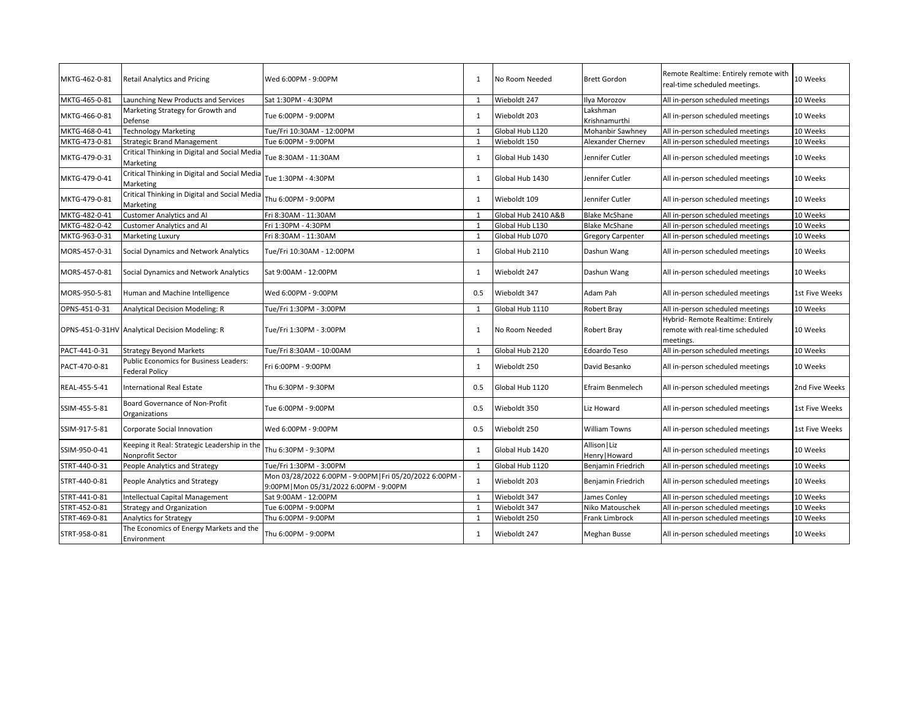| | | | | | | | |
|---|---|---|---|---|---|---|---|
| MKTG-462-0-81 | Retail Analytics and Pricing | Wed 6:00PM - 9:00PM | 1 | No Room Needed | Brett Gordon | Remote Realtime: Entirely remote with real-time scheduled meetings. | 10 Weeks |
| MKTG-465-0-81 | Launching New Products and Services | Sat 1:30PM - 4:30PM | 1 | Wieboldt 247 | Ilya Morozov | All in-person scheduled meetings | 10 Weeks |
| MKTG-466-0-81 | Marketing Strategy for Growth and Defense | Tue 6:00PM - 9:00PM | 1 | Wieboldt 203 | Lakshman Krishnamurthi | All in-person scheduled meetings | 10 Weeks |
| MKTG-468-0-41 | Technology Marketing | Tue/Fri 10:30AM - 12:00PM | 1 | Global Hub L120 | Mohanbir Sawhney | All in-person scheduled meetings | 10 Weeks |
| MKTG-473-0-81 | Strategic Brand Management | Tue 6:00PM - 9:00PM | 1 | Wieboldt 150 | Alexander Chernev | All in-person scheduled meetings | 10 Weeks |
| MKTG-479-0-31 | Critical Thinking in Digital and Social Media Marketing | Tue 8:30AM - 11:30AM | 1 | Global Hub 1430 | Jennifer Cutler | All in-person scheduled meetings | 10 Weeks |
| MKTG-479-0-41 | Critical Thinking in Digital and Social Media Marketing | Tue 1:30PM - 4:30PM | 1 | Global Hub 1430 | Jennifer Cutler | All in-person scheduled meetings | 10 Weeks |
| MKTG-479-0-81 | Critical Thinking in Digital and Social Media Marketing | Thu 6:00PM - 9:00PM | 1 | Wieboldt 109 | Jennifer Cutler | All in-person scheduled meetings | 10 Weeks |
| MKTG-482-0-41 | Customer Analytics and AI | Fri 8:30AM - 11:30AM | 1 | Global Hub 2410 A&B | Blake McShane | All in-person scheduled meetings | 10 Weeks |
| MKTG-482-0-42 | Customer Analytics and AI | Fri 1:30PM - 4:30PM | 1 | Global Hub L130 | Blake McShane | All in-person scheduled meetings | 10 Weeks |
| MKTG-963-0-31 | Marketing Luxury | Fri 8:30AM - 11:30AM | 1 | Global Hub L070 | Gregory Carpenter | All in-person scheduled meetings | 10 Weeks |
| MORS-457-0-31 | Social Dynamics and Network Analytics | Tue/Fri 10:30AM - 12:00PM | 1 | Global Hub 2110 | Dashun Wang | All in-person scheduled meetings | 10 Weeks |
| MORS-457-0-81 | Social Dynamics and Network Analytics | Sat 9:00AM - 12:00PM | 1 | Wieboldt 247 | Dashun Wang | All in-person scheduled meetings | 10 Weeks |
| MORS-950-5-81 | Human and Machine Intelligence | Wed 6:00PM - 9:00PM | 0.5 | Wieboldt 347 | Adam Pah | All in-person scheduled meetings | 1st Five Weeks |
| OPNS-451-0-31 | Analytical Decision Modeling: R | Tue/Fri 1:30PM - 3:00PM | 1 | Global Hub 1110 | Robert Bray | All in-person scheduled meetings | 10 Weeks |
| OPNS-451-0-31HV | Analytical Decision Modeling: R | Tue/Fri 1:30PM - 3:00PM | 1 | No Room Needed | Robert Bray | Hybrid- Remote Realtime: Entirely remote with real-time scheduled meetings. | 10 Weeks |
| PACT-441-0-31 | Strategy Beyond Markets | Tue/Fri 8:30AM - 10:00AM | 1 | Global Hub 2120 | Edoardo Teso | All in-person scheduled meetings | 10 Weeks |
| PACT-470-0-81 | Public Economics for Business Leaders: Federal Policy | Fri 6:00PM - 9:00PM | 1 | Wieboldt 250 | David Besanko | All in-person scheduled meetings | 10 Weeks |
| REAL-455-5-41 | International Real Estate | Thu 6:30PM - 9:30PM | 0.5 | Global Hub 1120 | Efraim Benmelech | All in-person scheduled meetings | 2nd Five Weeks |
| SSIM-455-5-81 | Board Governance of Non-Profit Organizations | Tue 6:00PM - 9:00PM | 0.5 | Wieboldt 350 | Liz Howard | All in-person scheduled meetings | 1st Five Weeks |
| SSIM-917-5-81 | Corporate Social Innovation | Wed 6:00PM - 9:00PM | 0.5 | Wieboldt 250 | William Towns | All in-person scheduled meetings | 1st Five Weeks |
| SSIM-950-0-41 | Keeping it Real: Strategic Leadership in the Nonprofit Sector | Thu 6:30PM - 9:30PM | 1 | Global Hub 1420 | Allison\|Liz Henry\|Howard | All in-person scheduled meetings | 10 Weeks |
| STRT-440-0-31 | People Analytics and Strategy | Tue/Fri 1:30PM - 3:00PM | 1 | Global Hub 1120 | Benjamin Friedrich | All in-person scheduled meetings | 10 Weeks |
| STRT-440-0-81 | People Analytics and Strategy | Mon 03/28/2022 6:00PM - 9:00PM\|Fri 05/20/2022 6:00PM - 9:00PM\|Mon 05/31/2022 6:00PM - 9:00PM | 1 | Wieboldt 203 | Benjamin Friedrich | All in-person scheduled meetings | 10 Weeks |
| STRT-441-0-81 | Intellectual Capital Management | Sat 9:00AM - 12:00PM | 1 | Wieboldt 347 | James Conley | All in-person scheduled meetings | 10 Weeks |
| STRT-452-0-81 | Strategy and Organization | Tue 6:00PM - 9:00PM | 1 | Wieboldt 347 | Niko Matouschek | All in-person scheduled meetings | 10 Weeks |
| STRT-469-0-81 | Analytics for Strategy | Thu 6:00PM - 9:00PM | 1 | Wieboldt 250 | Frank Limbrock | All in-person scheduled meetings | 10 Weeks |
| STRT-958-0-81 | The Economics of Energy Markets and the Environment | Thu 6:00PM - 9:00PM | 1 | Wieboldt 247 | Meghan Busse | All in-person scheduled meetings | 10 Weeks |